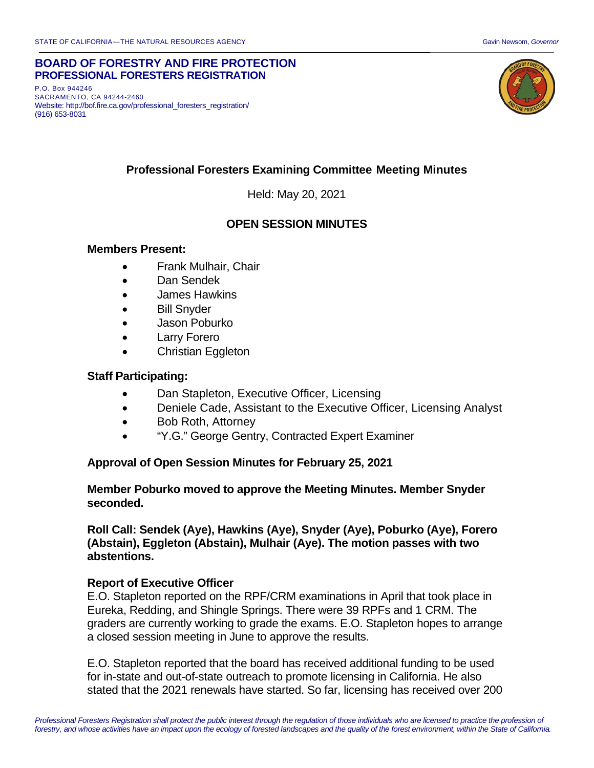STATE OF CALIFORNIA—THE NATURAL RESOURCES AGENCY Gavin Newsom, *Governor*

**BOARD OF FORESTRY AND FIRE PROTECTION**
**PROFESSIONAL FORESTERS REGISTRATION**

P.O. Box 944246
SACRAMENTO, CA 94244-2460
Website: http://bof.fire.ca.gov/professional_foresters_registration/
(916) 653-8031

## Professional Foresters Examining Committee Meeting Minutes

Held: May 20, 2021

## OPEN SESSION MINUTES

### Members Present:

- Frank Mulhair, Chair
- Dan Sendek
- James Hawkins
- Bill Snyder
- Jason Poburko
- Larry Forero
- Christian Eggleton

### Staff Participating:

- Dan Stapleton, Executive Officer, Licensing
- Deniele Cade, Assistant to the Executive Officer, Licensing Analyst
- Bob Roth, Attorney
- "Y.G." George Gentry, Contracted Expert Examiner

### Approval of Open Session Minutes for February 25, 2021

**Member Poburko moved to approve the Meeting Minutes. Member Snyder seconded.**

**Roll Call: Sendek (Aye), Hawkins (Aye), Snyder (Aye), Poburko (Aye), Forero (Abstain), Eggleton (Abstain), Mulhair (Aye). The motion passes with two abstentions.**

### Report of Executive Officer

E.O. Stapleton reported on the RPF/CRM examinations in April that took place in Eureka, Redding, and Shingle Springs. There were 39 RPFs and 1 CRM. The graders are currently working to grade the exams. E.O. Stapleton hopes to arrange a closed session meeting in June to approve the results.

E.O. Stapleton reported that the board has received additional funding to be used for in-state and out-of-state outreach to promote licensing in California. He also stated that the 2021 renewals have started. So far, licensing has received over 200

*Professional Foresters Registration shall protect the public interest through the regulation of those individuals who are licensed to practice the profession of forestry, and whose activities have an impact upon the ecology of forested landscapes and the quality of the forest environment, within the State of California.*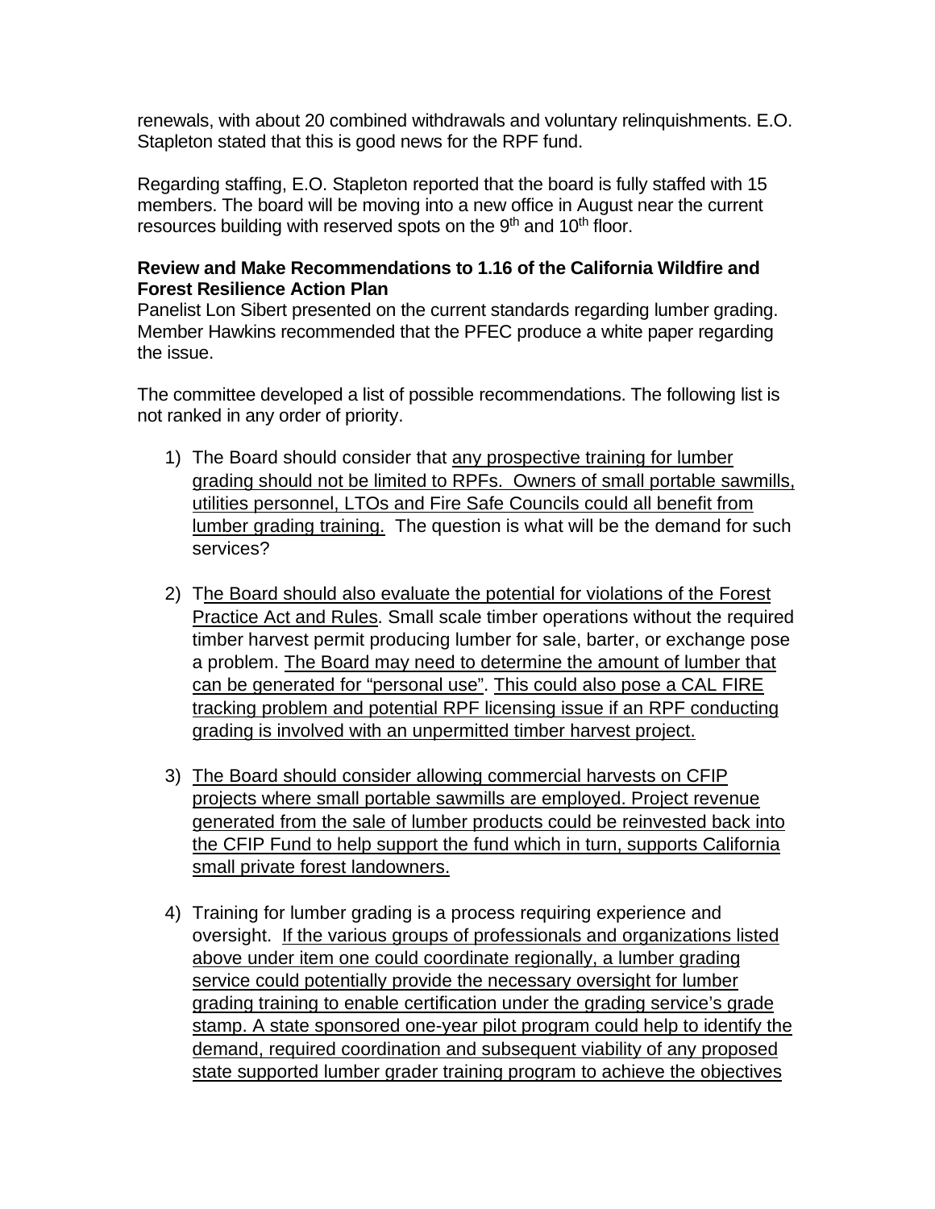renewals, with about 20 combined withdrawals and voluntary relinquishments. E.O. Stapleton stated that this is good news for the RPF fund.

Regarding staffing, E.O. Stapleton reported that the board is fully staffed with 15 members. The board will be moving into a new office in August near the current resources building with reserved spots on the 9th and 10th floor.

**Review and Make Recommendations to 1.16 of the California Wildfire and Forest Resilience Action Plan**

Panelist Lon Sibert presented on the current standards regarding lumber grading. Member Hawkins recommended that the PFEC produce a white paper regarding the issue.

The committee developed a list of possible recommendations. The following list is not ranked in any order of priority.

1) The Board should consider that <u>any prospective training for lumber grading should not be limited to RPFs. Owners of small portable sawmills, utilities personnel, LTOs and Fire Safe Councils could all benefit from lumber grading training.</u> The question is what will be the demand for such services?

2) T<u>he Board should also evaluate the potential for violations of the Forest Practice Act and Rules</u>. Small scale timber operations without the required timber harvest permit producing lumber for sale, barter, or exchange pose a problem. <u>The Board may need to determine the amount of lumber that can be generated for "personal use"</u>. <u>This could also pose a CAL FIRE tracking problem and potential RPF licensing issue if an RPF conducting grading is involved with an unpermitted timber harvest project.</u>

3) <u>The Board should consider allowing commercial harvests on CFIP projects where small portable sawmills are employed. Project revenue generated from the sale of lumber products could be reinvested back into the CFIP Fund to help support the fund which in turn, supports California small private forest landowners.</u>

4) Training for lumber grading is a process requiring experience and oversight. <u>If the various groups of professionals and organizations listed above under item one could coordinate regionally, a lumber grading service could potentially provide the necessary oversight for lumber grading training to enable certification under the grading service's grade stamp. A state sponsored one-year pilot program could help to identify the demand, required coordination and subsequent viability of any proposed state supported lumber grader training program to achieve the objectives</u>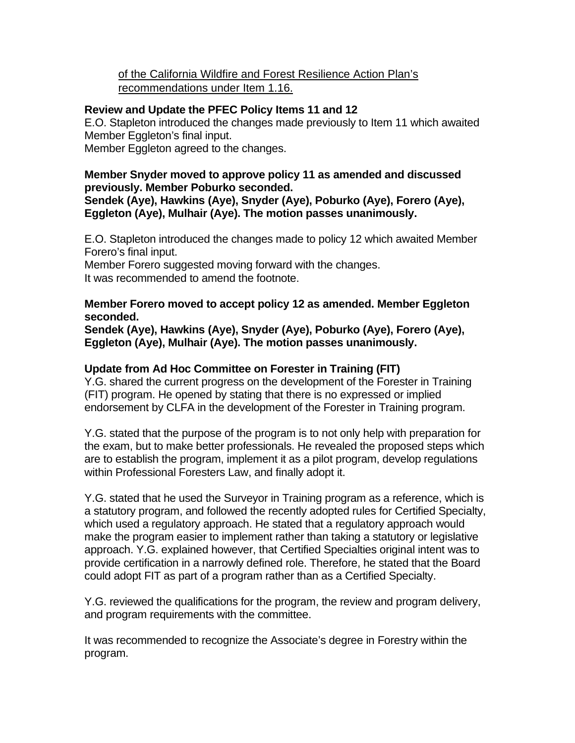of the California Wildfire and Forest Resilience Action Plan's recommendations under Item 1.16.

### Review and Update the PFEC Policy Items 11 and 12

E.O. Stapleton introduced the changes made previously to Item 11 which awaited Member Eggleton's final input.
Member Eggleton agreed to the changes.

**Member Snyder moved to approve policy 11 as amended and discussed previously. Member Poburko seconded.**
**Sendek (Aye), Hawkins (Aye), Snyder (Aye), Poburko (Aye), Forero (Aye), Eggleton (Aye), Mulhair (Aye). The motion passes unanimously.**

E.O. Stapleton introduced the changes made to policy 12 which awaited Member Forero's final input.
Member Forero suggested moving forward with the changes.
It was recommended to amend the footnote.

**Member Forero moved to accept policy 12 as amended. Member Eggleton seconded.**
**Sendek (Aye), Hawkins (Aye), Snyder (Aye), Poburko (Aye), Forero (Aye), Eggleton (Aye), Mulhair (Aye). The motion passes unanimously.**

### Update from Ad Hoc Committee on Forester in Training (FIT)

Y.G. shared the current progress on the development of the Forester in Training (FIT) program. He opened by stating that there is no expressed or implied endorsement by CLFA in the development of the Forester in Training program.

Y.G. stated that the purpose of the program is to not only help with preparation for the exam, but to make better professionals. He revealed the proposed steps which are to establish the program, implement it as a pilot program, develop regulations within Professional Foresters Law, and finally adopt it.

Y.G. stated that he used the Surveyor in Training program as a reference, which is a statutory program, and followed the recently adopted rules for Certified Specialty, which used a regulatory approach. He stated that a regulatory approach would make the program easier to implement rather than taking a statutory or legislative approach. Y.G. explained however, that Certified Specialties original intent was to provide certification in a narrowly defined role. Therefore, he stated that the Board could adopt FIT as part of a program rather than as a Certified Specialty.

Y.G. reviewed the qualifications for the program, the review and program delivery, and program requirements with the committee.

It was recommended to recognize the Associate's degree in Forestry within the program.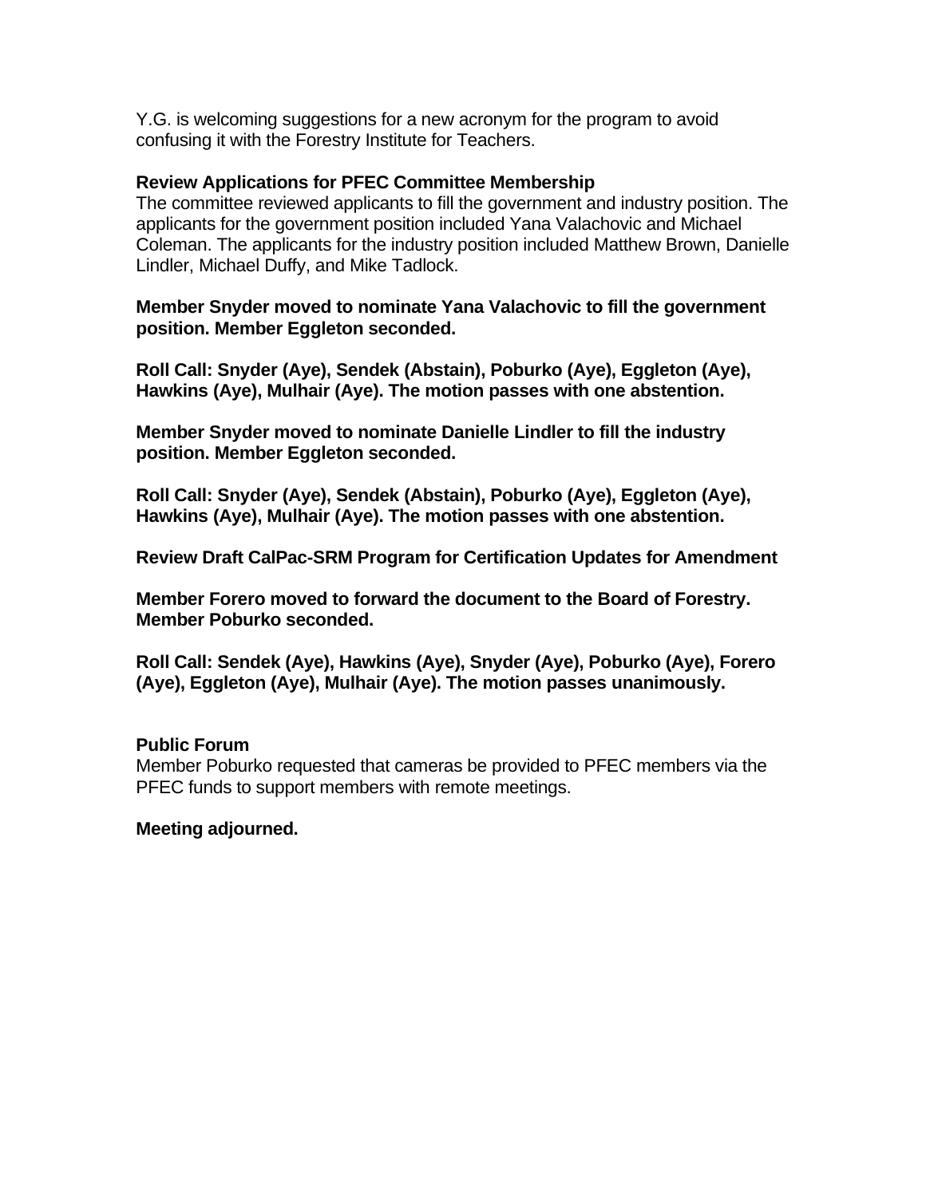Y.G. is welcoming suggestions for a new acronym for the program to avoid confusing it with the Forestry Institute for Teachers.

**Review Applications for PFEC Committee Membership**
The committee reviewed applicants to fill the government and industry position. The applicants for the government position included Yana Valachovic and Michael Coleman. The applicants for the industry position included Matthew Brown, Danielle Lindler, Michael Duffy, and Mike Tadlock.

**Member Snyder moved to nominate Yana Valachovic to fill the government position. Member Eggleton seconded.**

**Roll Call: Snyder (Aye), Sendek (Abstain), Poburko (Aye), Eggleton (Aye), Hawkins (Aye), Mulhair (Aye). The motion passes with one abstention.**

**Member Snyder moved to nominate Danielle Lindler to fill the industry position. Member Eggleton seconded.**

**Roll Call: Snyder (Aye), Sendek (Abstain), Poburko (Aye), Eggleton (Aye), Hawkins (Aye), Mulhair (Aye). The motion passes with one abstention.**

**Review Draft CalPac-SRM Program for Certification Updates for Amendment**

**Member Forero moved to forward the document to the Board of Forestry. Member Poburko seconded.**

**Roll Call: Sendek (Aye), Hawkins (Aye), Snyder (Aye), Poburko (Aye), Forero (Aye), Eggleton (Aye), Mulhair (Aye). The motion passes unanimously.**

**Public Forum**
Member Poburko requested that cameras be provided to PFEC members via the PFEC funds to support members with remote meetings.

**Meeting adjourned.**